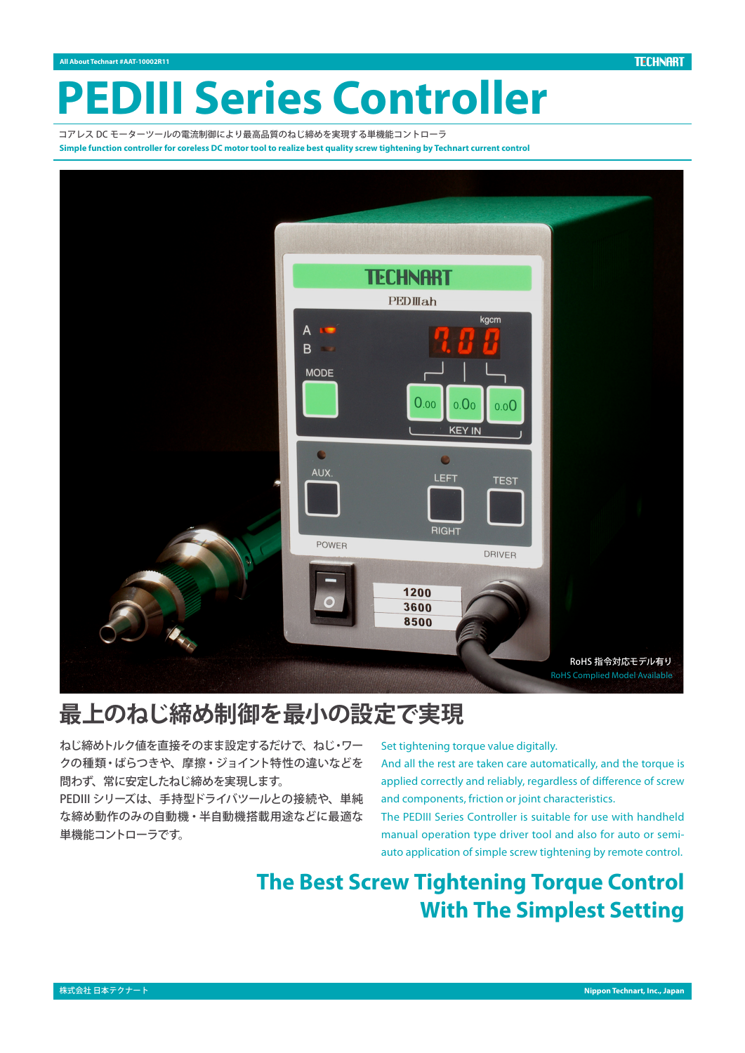# PEDIII Series Controller

コアレス DC モーターツールの電流制御により最高品質のねじ締めを実現する単機能コントローラ

**Simple function controller for coreless DC motor tool to realize best quality screw tightening by Technart current control**

RoHS 指令対応モデル有り
RoHS Complied Model Available

## 最上のねじ締め制御を最小の設定で実現

ねじ締めトルク値を直接そのまま設定するだけで、ねじ・ワークの種類・ばらつきや、摩擦・ジョイント特性の違いなどを問わず、常に安定したねじ締めを実現します。
PEDIII シリーズは、手持型ドライバツールとの接続や、単純な締め動作のみの自動機・半自動機搭載用途などに最適な単機能コントローラです。

Set tightening torque value digitally.
And all the rest are taken care automatically, and the torque is applied correctly and reliably, regardless of difference of screw and components, friction or joint characteristics.
The PEDIII Series Controller is suitable for use with handheld manual operation type driver tool and also for auto or semi-auto application of simple screw tightening by remote control.

## The Best Screw Tightening Torque Control With The Simplest Setting

株式会社 日本テクナート

Nippon Technart, Inc., Japan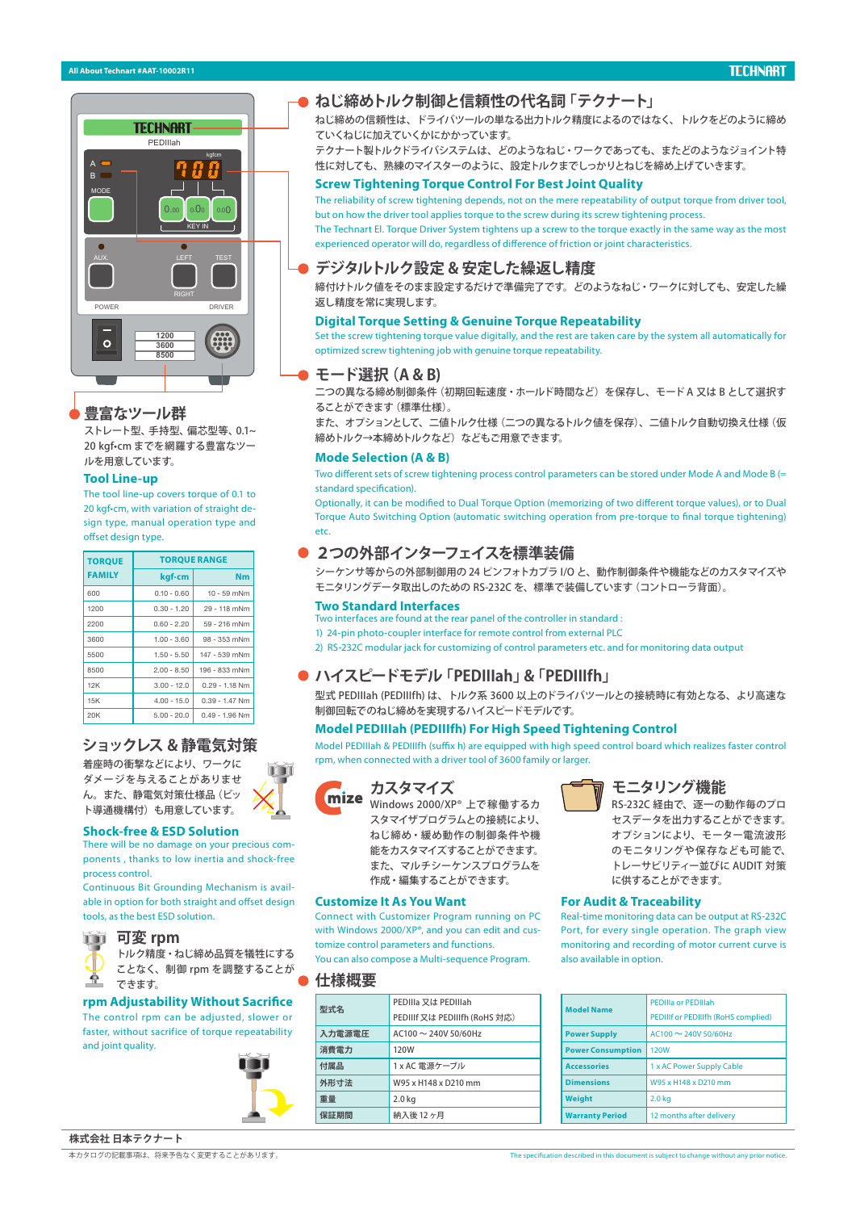## 豊富なツール群

ストレート型、手持型、偏芯型等、0.1~20 kgf•cm までを網羅する豊富なツールを用意しています。

### Tool Line-up

The tool line-up covers torque of 0.1 to 20 kgf•cm, with variation of straight design type, manual operation type and offset design type.

| TORQUE FAMILY | TORQUE RANGE | |
|---|---|---|
| | kgf•cm | Nm |
| 600 | 0.10 - 0.60 | 10 - 59 mNm |
| 1200 | 0.30 - 1.20 | 29 - 118 mNm |
| 2200 | 0.60 - 2.20 | 59 - 216 mNm |
| 3600 | 1.00 - 3.60 | 98 - 353 mNm |
| 5500 | 1.50 - 5.50 | 147 - 539 mNm |
| 8500 | 2.00 - 8.50 | 196 - 833 mNm |
| 12K | 3.00 - 12.0 | 0.29 - 1.18 Nm |
| 15K | 4.00 - 15.0 | 0.39 - 1.47 Nm |
| 20K | 5.00 - 20.0 | 0.49 - 1.96 Nm |

## ショックレス & 静電気対策

着座時の衝撃などにより、ワークにダメージを与えることがありません。また、静電気対策仕様品（ビット導通機構付）も用意しています。

### Shock-free & ESD Solution

There will be no damage on your precious components , thanks to low inertia and shock-free process control.

Continuous Bit Grounding Mechanism is available in option for both straight and offset design tools, as the best ESD solution.

## 可変 rpm

トルク精度・ねじ締め品質を犠牲にすることなく、制御 rpm を調整することができます。

### rpm Adjustability Without Sacrifice

The control rpm can be adjusted, slower or faster, without sacrifice of torque repeatability and joint quality.

## ねじ締めトルク制御と信頼性の代名詞「テクナート」

ねじ締めの信頼性は、ドライバツールの単なる出力トルク精度によるのではなく、トルクをどのように締めていくねじに加えていくかにかかっています。

テクナート製トルクドライバシステムは、どのようなねじ・ワークであっても、またどのようなジョイント特性に対しても、熟練のマイスターのように、設定トルクまでしっかりとねじを締め上げていきます。

### Screw Tightening Control For Best Joint Quality

The reliability of screw tightening depends, not on the mere repeatability of output torque from driver tool, but on how the driver tool applies torque to the screw during its screw tightening process.

The Technart El. Torque Driver System tightens up a screw to the torque exactly in the same way as the most experienced operator will do, regardless of difference of friction or joint characteristics.

## デジタルトルク設定 & 安定した繰返し精度

締付けトルク値をそのまま設定するだけで準備完了です。どのようなねじ・ワークに対しても、安定した繰返し精度を常に実現します。

### Digital Torque Setting & Genuine Torque Repeatability

Set the screw tightening torque value digitally, and the rest are taken care by the system all automatically for optimized screw tightening job with genuine torque repeatability.

## モード選択 (A & B)

二つの異なる締め制御条件（初期回転速度・ホールド時間など）を保存し、モード A 又は B として選択することができます（標準仕様）。

また、オプションとして、二値トルク仕様（二つの異なるトルク値を保存）、二値トルク自動切換え仕様（仮締めトルク→本締めトルクなど）などもご用意できます。

### Mode Selection (A & B)

Two different sets of screw tightening process control parameters can be stored under Mode A and Mode B (= standard specification).

Optionally, it can be modified to Dual Torque Option (memorizing of two different torque values), or to Dual Torque Auto Switching Option (automatic switching operation from pre-torque to final torque tightening) etc.

## 2つの外部インターフェイスを標準装備

シーケンサ等からの外部制御用の 24 ピンフォトカプラ I/O と、動作制御条件や機能などのカスタマイズやモニタリングデータ取出しのための RS-232C を、標準で装備しています（コントローラ背面）。

### Two Standard Interfaces

Two interfaces are found at the rear panel of the controller in standard :

1) 24-pin photo-coupler interface for remote control from external PLC
2) RS-232C modular jack for customizing of control parameters etc. and for monitoring data output

## ハイスピードモデル「PEDIIIah」&「PEDIIIfh」

型式 PEDIIIah (PEDIIIfh) は、トルク系 3600 以上のドライバツールとの接続時に有効となる、より高速な制御回転でのねじ締めを実現するハイスピードモデルです。

### Model PEDIIIah (PEDIIIfh) For High Speed Tightening Control

Model PEDIIIah & PEDIIIfh (suffix h) are equipped with high speed control board which realizes faster control rpm, when connected with a driver tool of 3600 family or larger.

## カスタマイズ

Windows 2000/XP® 上で稼働するカスタマイザプログラムとの接続により、ねじ締め・緩め動作の制御条件や機能をカスタマイズすることができます。また、マルチシーケンスプログラムを作成・編集することができます。

### Customize It As You Want

Connect with Customizer Program running on PC with Windows 2000/XP®, and you can edit and customize control parameters and functions.

You can also compose a Multi-sequence Program.

## モニタリング機能

RS-232C 経由で、逐一の動作毎のプロセスデータを出力することができます。オプションにより、モーター電流波形のモニタリングや保存なども可能で、トレーサビリティー並びに AUDIT 対策に供することができます。

### For Audit & Traceability

Real-time monitoring data can be output at RS-232C Port, for every single operation. The graph view monitoring and recording of motor current curve is also available in option.

## 仕様概要

| 型式名 | PEDIIIa 又は PEDIIIah<br>PEDIIIf 又は PEDIIIfh (RoHS 対応) |
|---|---|
| 入力電源電圧 | AC100 ～ 240V 50/60Hz |
| 消費電力 | 120W |
| 付属品 | 1 x AC 電源ケーブル |
| 外形寸法 | W95 x H148 x D210 mm |
| 重量 | 2.0 kg |
| 保証期間 | 納入後 12 ヶ月 |

| Model Name | PEDIIIa or PEDIIIah<br>PEDIIIf or PEDIIIfh (RoHS complied) |
|---|---|
| Power Supply | AC100 ～ 240V 50/60Hz |
| Power Consumption | 120W |
| Accessories | 1 x AC Power Supply Cable |
| Dimensions | W95 x H148 x D210 mm |
| Weight | 2.0 kg |
| Warranty Period | 12 months after delivery |

株式会社 日本テクナート

本カタログの記載事項は、将来予告なく変更することがあります。

The specification described in this document is subject to change without any prior notice.